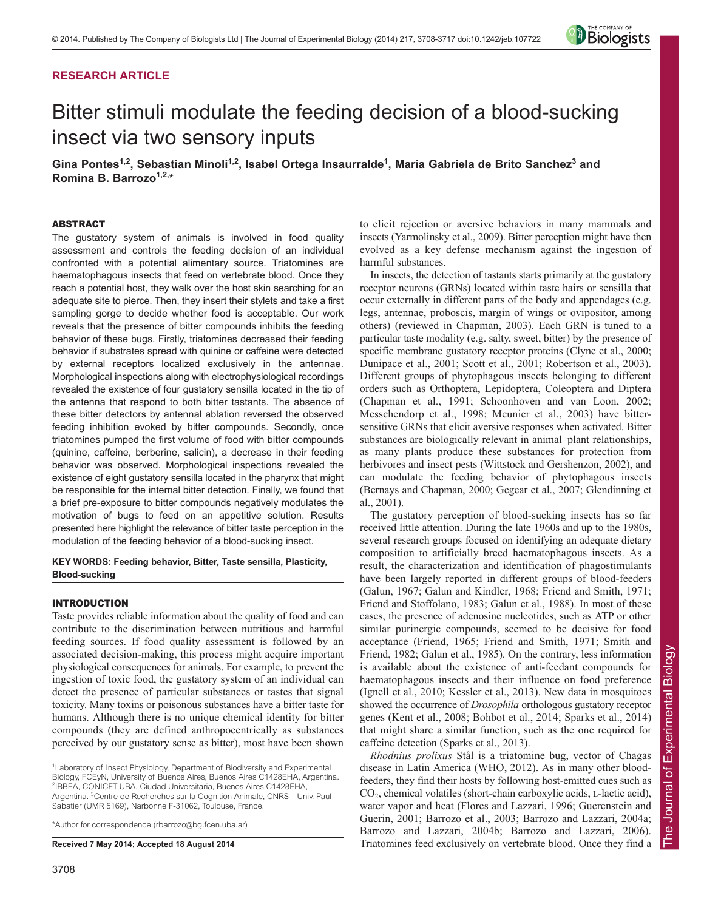RESEARCH ARTICLE

# Bitter stimuli modulate the feeding decision of a blood-sucking insect via two sensory inputs

**Gina Pontes[1,2], Sebastian Minoli[1,2], Isabel Ortega Insaurralde[1], María Gabriela de Brito Sanchez[3] and Romina B. Barrozo[1,2,*]**

## ABSTRACT

The gustatory system of animals is involved in food quality assessment and controls the feeding decision of an individual confronted with a potential alimentary source. Triatomines are haematophagous insects that feed on vertebrate blood. Once they reach a potential host, they walk over the host skin searching for an adequate site to pierce. Then, they insert their stylets and take a first sampling gorge to decide whether food is acceptable. Our work reveals that the presence of bitter compounds inhibits the feeding behavior of these bugs. Firstly, triatomines decreased their feeding behavior if substrates spread with quinine or caffeine were detected by external receptors localized exclusively in the antennae. Morphological inspections along with electrophysiological recordings revealed the existence of four gustatory sensilla located in the tip of the antenna that respond to both bitter tastants. The absence of these bitter detectors by antennal ablation reversed the observed feeding inhibition evoked by bitter compounds. Secondly, once triatomines pumped the first volume of food with bitter compounds (quinine, caffeine, berberine, salicin), a decrease in their feeding behavior was observed. Morphological inspections revealed the existence of eight gustatory sensilla located in the pharynx that might be responsible for the internal bitter detection. Finally, we found that a brief pre-exposure to bitter compounds negatively modulates the motivation of bugs to feed on an appetitive solution. Results presented here highlight the relevance of bitter taste perception in the modulation of the feeding behavior of a blood-sucking insect.

**KEY WORDS: Feeding behavior, Bitter, Taste sensilla, Plasticity, Blood-sucking**

## INTRODUCTION

Taste provides reliable information about the quality of food and can contribute to the discrimination between nutritious and harmful feeding sources. If food quality assessment is followed by an associated decision-making, this process might acquire important physiological consequences for animals. For example, to prevent the ingestion of toxic food, the gustatory system of an individual can detect the presence of particular substances or tastes that signal toxicity. Many toxins or poisonous substances have a bitter taste for humans. Although there is no unique chemical identity for bitter compounds (they are defined anthropocentrically as substances perceived by our gustatory sense as bitter), most have been shown to elicit rejection or aversive behaviors in many mammals and insects (Yarmolinsky et al., 2009). Bitter perception might have then evolved as a key defense mechanism against the ingestion of harmful substances.

In insects, the detection of tastants starts primarily at the gustatory receptor neurons (GRNs) located within taste hairs or sensilla that occur externally in different parts of the body and appendages (e.g. legs, antennae, proboscis, margin of wings or ovipositor, among others) (reviewed in Chapman, 2003). Each GRN is tuned to a particular taste modality (e.g. salty, sweet, bitter) by the presence of specific membrane gustatory receptor proteins (Clyne et al., 2000; Dunipace et al., 2001; Scott et al., 2001; Robertson et al., 2003). Different groups of phytophagous insects belonging to different orders such as Orthoptera, Lepidoptera, Coleoptera and Diptera (Chapman et al., 1991; Schoonhoven and van Loon, 2002; Messchendorp et al., 1998; Meunier et al., 2003) have bitter-sensitive GRNs that elicit aversive responses when activated. Bitter substances are biologically relevant in animal–plant relationships, as many plants produce these substances for protection from herbivores and insect pests (Wittstock and Gershenzon, 2002), and can modulate the feeding behavior of phytophagous insects (Bernays and Chapman, 2000; Gegear et al., 2007; Glendinning et al., 2001).

The gustatory perception of blood-sucking insects has so far received little attention. During the late 1960s and up to the 1980s, several research groups focused on identifying an adequate dietary composition to artificially breed haematophagous insects. As a result, the characterization and identification of phagostimulants have been largely reported in different groups of blood-feeders (Galun, 1967; Galun and Kindler, 1968; Friend and Smith, 1971; Friend and Stoffolano, 1983; Galun et al., 1988). In most of these cases, the presence of adenosine nucleotides, such as ATP or other similar purinergic compounds, seemed to be decisive for food acceptance (Friend, 1965; Friend and Smith, 1971; Smith and Friend, 1982; Galun et al., 1985). On the contrary, less information is available about the existence of anti-feedant compounds for haematophagous insects and their influence on food preference (Ignell et al., 2010; Kessler et al., 2013). New data in mosquitoes showed the occurrence of *Drosophila* orthologous gustatory receptor genes (Kent et al., 2008; Bohbot et al., 2014; Sparks et al., 2014) that might share a similar function, such as the one required for caffeine detection (Sparks et al., 2013).

*Rhodnius prolixus* Stål is a triatomine bug, vector of Chagas disease in Latin America (WHO, 2012). As in many other blood-feeders, they find their hosts by following host-emitted cues such as $CO_2$, chemical volatiles (short-chain carboxylic acids, L-lactic acid), water vapor and heat (Flores and Lazzari, 1996; Guerenstein and Guerin, 2001; Barrozo et al., 2003; Barrozo and Lazzari, 2004a; Barrozo and Lazzari, 2004b; Barrozo and Lazzari, 2006). Triatomines feed exclusively on vertebrate blood. Once they find a

[1]Laboratory of Insect Physiology, Department of Biodiversity and Experimental Biology, FCEyN, University of Buenos Aires, Buenos Aires C1428EHA, Argentina. [2]IBBEA, CONICET-UBA, Ciudad Universitaria, Buenos Aires C1428EHA, Argentina. [3]Centre de Recherches sur la Cognition Animale, CNRS – Univ. Paul Sabatier (UMR 5169), Narbonne F-31062, Toulouse, France.

*Author for correspondence (rbarrozo@bg.fcen.uba.ar)

**Received 7 May 2014; Accepted 18 August 2014**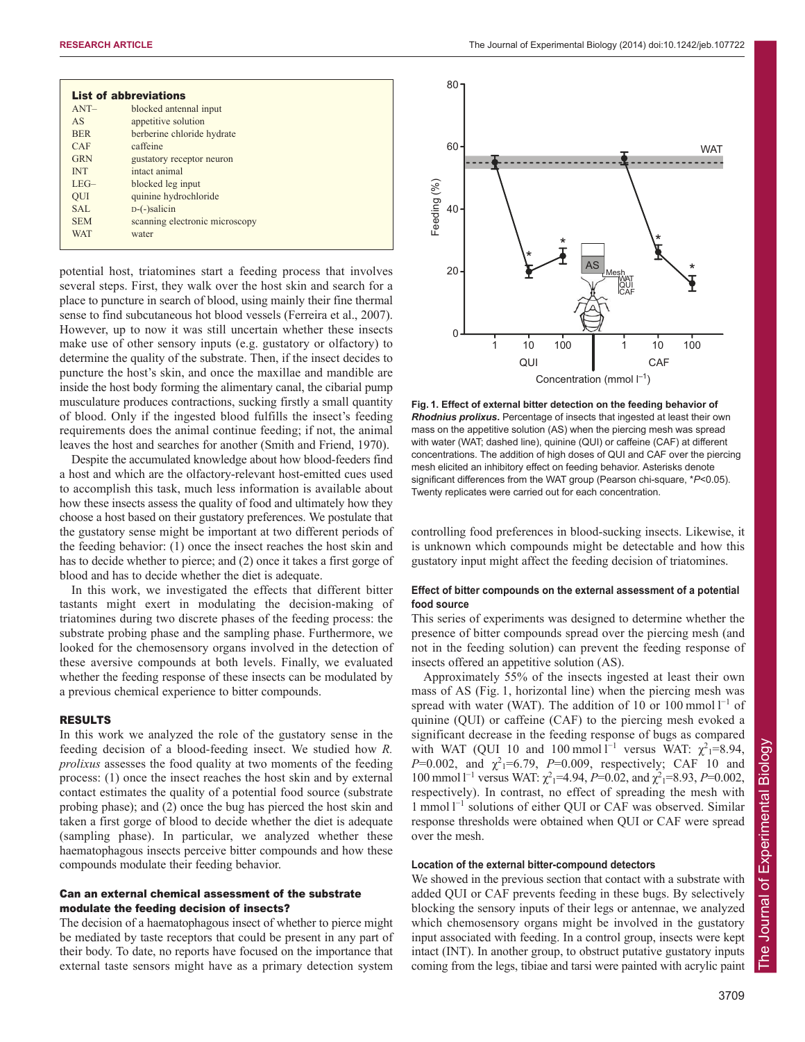**List of abbreviations**

| | |
|---|---|
| ANT– | blocked antennal input |
| AS | appetitive solution |
| BER | berberine chloride hydrate |
| CAF | caffeine |
| GRN | gustatory receptor neuron |
| INT | intact animal |
| LEG– | blocked leg input |
| QUI | quinine hydrochloride |
| SAL | D-(-)salicin |
| SEM | scanning electronic microscopy |
| WAT | water |

potential host, triatomines start a feeding process that involves several steps. First, they walk over the host skin and search for a place to puncture in search of blood, using mainly their fine thermal sense to find subcutaneous hot blood vessels (Ferreira et al., 2007). However, up to now it was still uncertain whether these insects make use of other sensory inputs (e.g. gustatory or olfactory) to determine the quality of the substrate. Then, if the insect decides to puncture the host's skin, and once the maxillae and mandible are inside the host body forming the alimentary canal, the cibarial pump musculature produces contractions, sucking firstly a small quantity of blood. Only if the ingested blood fulfills the insect's feeding requirements does the animal continue feeding; if not, the animal leaves the host and searches for another (Smith and Friend, 1970).

Despite the accumulated knowledge about how blood-feeders find a host and which are the olfactory-relevant host-emitted cues used to accomplish this task, much less information is available about how these insects assess the quality of food and ultimately how they choose a host based on their gustatory preferences. We postulate that the gustatory sense might be important at two different periods of the feeding behavior: (1) once the insect reaches the host skin and has to decide whether to pierce; and (2) once it takes a first gorge of blood and has to decide whether the diet is adequate.

In this work, we investigated the effects that different bitter tastants might exert in modulating the decision-making of triatomines during two discrete phases of the feeding process: the substrate probing phase and the sampling phase. Furthermore, we looked for the chemosensory organs involved in the detection of these aversive compounds at both levels. Finally, we evaluated whether the feeding response of these insects can be modulated by a previous chemical experience to bitter compounds.

## RESULTS

In this work we analyzed the role of the gustatory sense in the feeding decision of a blood-feeding insect. We studied how *R. prolixus* assesses the food quality at two moments of the feeding process: (1) once the insect reaches the host skin and by external contact estimates the quality of a potential food source (substrate probing phase); and (2) once the bug has pierced the host skin and taken a first gorge of blood to decide whether the diet is adequate (sampling phase). In particular, we analyzed whether these haematophagous insects perceive bitter compounds and how these compounds modulate their feeding behavior.

### Can an external chemical assessment of the substrate modulate the feeding decision of insects?

The decision of a haematophagous insect of whether to pierce might be mediated by taste receptors that could be present in any part of their body. To date, no reports have focused on the importance that external taste sensors might have as a primary detection system controlling food preferences in blood-sucking insects. Likewise, it is unknown which compounds might be detectable and how this gustatory input might affect the feeding decision of triatomines.

**Fig. 1. Effect of external bitter detection on the feeding behavior of *Rhodnius prolixus*.** Percentage of insects that ingested at least their own mass on the appetitive solution (AS) when the piercing mesh was spread with water (WAT; dashed line), quinine (QUI) or caffeine (CAF) at different concentrations. The addition of high doses of QUI and CAF over the piercing mesh elicited an inhibitory effect on feeding behavior. Asterisks denote significant differences from the WAT group (Pearson chi-square, *$P<0.05$). Twenty replicates were carried out for each concentration.

### Effect of bitter compounds on the external assessment of a potential food source

This series of experiments was designed to determine whether the presence of bitter compounds spread over the piercing mesh (and not in the feeding solution) can prevent the feeding response of insects offered an appetitive solution (AS).

Approximately 55% of the insects ingested at least their own mass of AS (Fig. 1, horizontal line) when the piercing mesh was spread with water (WAT). The addition of 10 or 100 mmol $l^{-1}$ of quinine (QUI) or caffeine (CAF) to the piercing mesh evoked a significant decrease in the feeding response of bugs as compared with WAT (QUI 10 and 100 mmol $l^{-1}$ versus WAT: $\chi^2_1=8.94$, $P=0.002$, and $\chi^2_1=6.79$, $P=0.009$, respectively; CAF 10 and 100 mmol $l^{-1}$ versus WAT: $\chi^2_1=4.94$, $P=0.02$, and $\chi^2_1=8.93$, $P=0.002$, respectively). In contrast, no effect of spreading the mesh with 1 mmol $l^{-1}$ solutions of either QUI or CAF was observed. Similar response thresholds were obtained when QUI or CAF were spread over the mesh.

### Location of the external bitter-compound detectors

We showed in the previous section that contact with a substrate with added QUI or CAF prevents feeding in these bugs. By selectively blocking the sensory inputs of their legs or antennae, we analyzed which chemosensory organs might be involved in the gustatory input associated with feeding. In a control group, insects were kept intact (INT). In another group, to obstruct putative gustatory inputs coming from the legs, tibiae and tarsi were painted with acrylic paint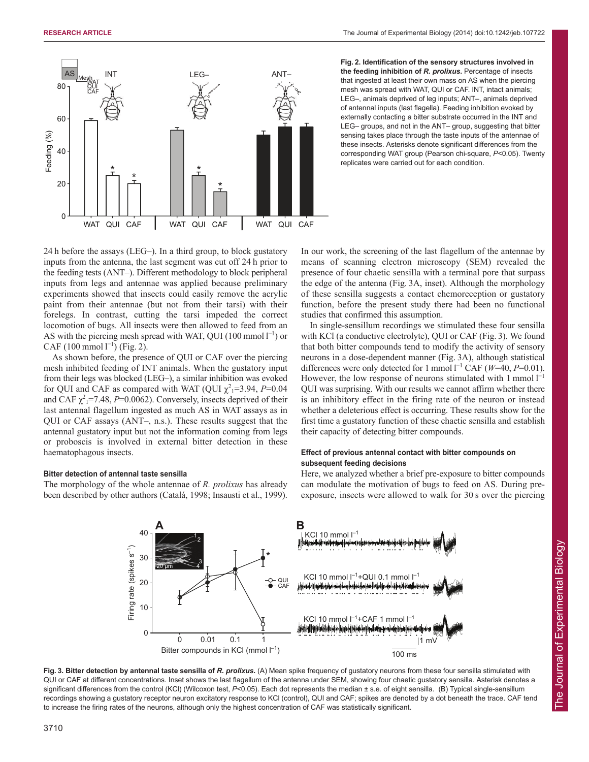Fig. 2. Identification of the sensory structures involved in the feeding inhibition of *R. prolixus.* Percentage of insects that ingested at least their own mass on AS when the piercing mesh was spread with WAT, QUI or CAF. INT, intact animals; LEG–, animals deprived of leg inputs; ANT–, animals deprived of antennal inputs (last flagella). Feeding inhibition evoked by externally contacting a bitter substrate occurred in the INT and LEG– groups, and not in the ANT– group, suggesting that bitter sensing takes place through the taste inputs of the antennae of these insects. Asterisks denote significant differences from the corresponding WAT group (Pearson chi-square, $P<0.05$). Twenty replicates were carried out for each condition.

24 h before the assays (LEG–). In a third group, to block gustatory inputs from the antenna, the last segment was cut off 24 h prior to the feeding tests (ANT–). Different methodology to block peripheral inputs from legs and antennae was applied because preliminary experiments showed that insects could easily remove the acrylic paint from their antennae (but not from their tarsi) with their forelegs. In contrast, cutting the tarsi impeded the correct locomotion of bugs. All insects were then allowed to feed from an AS with the piercing mesh spread with WAT, QUI (100 mmol $l^{-1}$) or CAF (100 mmol $l^{-1}$) (Fig. 2).

As shown before, the presence of QUI or CAF over the piercing mesh inhibited feeding of INT animals. When the gustatory input from their legs was blocked (LEG–), a similar inhibition was evoked for QUI and CAF as compared with WAT (QUI $\chi^2_1=3.94$, $P=0.04$ and CAF $\chi^2_1=7.48$, $P=0.0062$). Conversely, insects deprived of their last antennal flagellum ingested as much AS in WAT assays as in QUI or CAF assays (ANT–, n.s.). These results suggest that the antennal gustatory input but not the information coming from legs or proboscis is involved in external bitter detection in these haematophagous insects.

### Bitter detection of antennal taste sensilla

The morphology of the whole antennae of *R. prolixus* has already been described by other authors (Catalá, 1998; Insausti et al., 1999). In our work, the screening of the last flagellum of the antennae by means of scanning electron microscopy (SEM) revealed the presence of four chaetic sensilla with a terminal pore that surpass the edge of the antenna (Fig. 3A, inset). Although the morphology of these sensilla suggests a contact chemoreception or gustatory function, before the present study there had been no functional studies that confirmed this assumption.

In single-sensillum recordings we stimulated these four sensilla with KCl (a conductive electrolyte), QUI or CAF (Fig. 3). We found that both bitter compounds tend to modify the activity of sensory neurons in a dose-dependent manner (Fig. 3A), although statistical differences were only detected for 1 mmol $l^{-1}$ CAF ($W=40$, $P=0.01$). However, the low response of neurons stimulated with 1 mmol $l^{-1}$ QUI was surprising. With our results we cannot affirm whether there is an inhibitory effect in the firing rate of the neuron or instead whether a deleterious effect is occurring. These results show for the first time a gustatory function of these chaetic sensilla and establish their capacity of detecting bitter compounds.

### Effect of previous antennal contact with bitter compounds on subsequent feeding decisions

Here, we analyzed whether a brief pre-exposure to bitter compounds can modulate the motivation of bugs to feed on AS. During pre-exposure, insects were allowed to walk for 30 s over the piercing

Fig. 3. Bitter detection by antennal taste sensilla of *R. prolixus.* (A) Mean spike frequency of gustatory neurons from these four sensilla stimulated with QUI or CAF at different concentrations. Inset shows the last flagellum of the antenna under SEM, showing four chaetic gustatory sensilla. Asterisk denotes a significant differences from the control (KCl) (Wilcoxon test, $P<0.05$). Each dot represents the median ± s.e. of eight sensilla. (B) Typical single-sensillum recordings showing a gustatory receptor neuron excitatory response to KCl (control), QUI and CAF; spikes are denoted by a dot beneath the trace. CAF tend to increase the firing rates of the neurons, although only the highest concentration of CAF was statistically significant.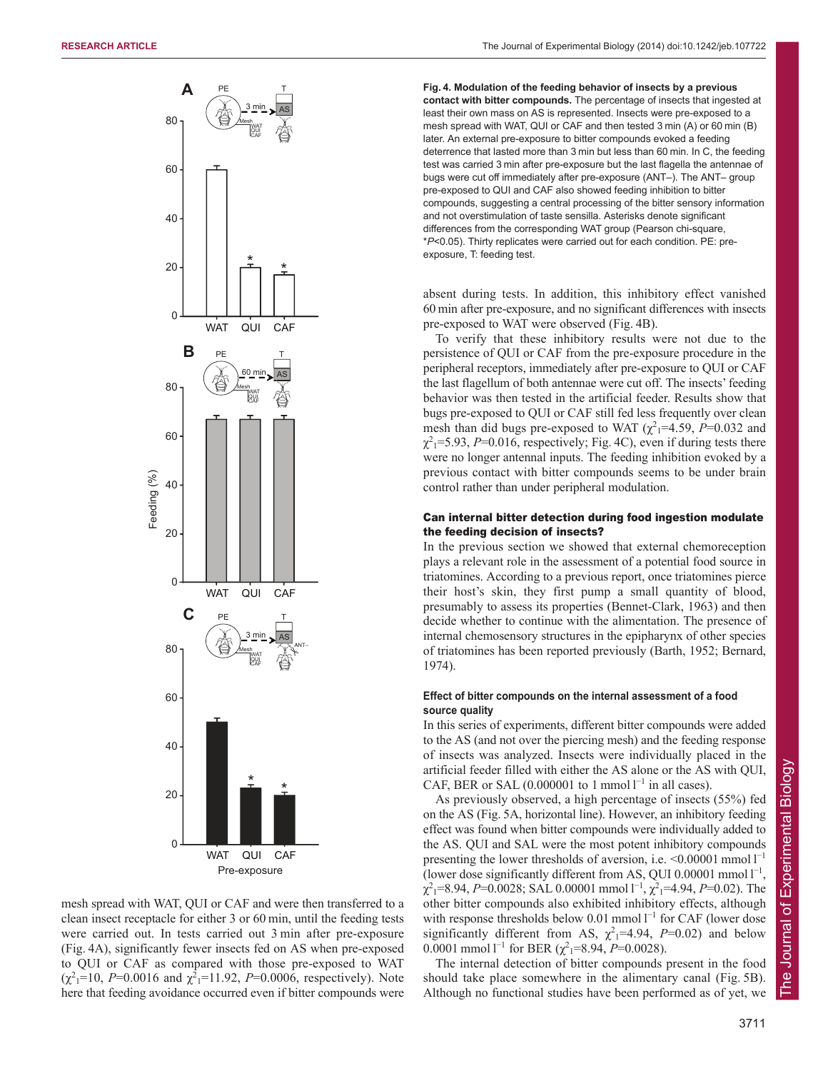**Fig. 4. Modulation of the feeding behavior of insects by a previous contact with bitter compounds.** The percentage of insects that ingested at least their own mass on AS is represented. Insects were pre-exposed to a mesh spread with WAT, QUI or CAF and then tested 3 min (A) or 60 min (B) later. An external pre-exposure to bitter compounds evoked a feeding deterrence that lasted more than 3 min but less than 60 min. In C, the feeding test was carried 3 min after pre-exposure but the last flagella the antennae of bugs were cut off immediately after pre-exposure (ANT–). The ANT– group pre-exposed to QUI and CAF also showed feeding inhibition to bitter compounds, suggesting a central processing of the bitter sensory information and not overstimulation of taste sensilla. Asterisks denote significant differences from the corresponding WAT group (Pearson chi-square, \*$P$<0.05). Thirty replicates were carried out for each condition. PE: pre-exposure, T: feeding test.

mesh spread with WAT, QUI or CAF and were then transferred to a clean insect receptacle for either 3 or 60 min, until the feeding tests were carried out. In tests carried out 3 min after pre-exposure (Fig. 4A), significantly fewer insects fed on AS when pre-exposed to QUI or CAF as compared with those pre-exposed to WAT ($\chi^2_1$=10, $P$=0.0016 and $\chi^2_1$=11.92, $P$=0.0006, respectively). Note here that feeding avoidance occurred even if bitter compounds were absent during tests. In addition, this inhibitory effect vanished 60 min after pre-exposure, and no significant differences with insects pre-exposed to WAT were observed (Fig. 4B).

To verify that these inhibitory results were not due to the persistence of QUI or CAF from the pre-exposure procedure in the peripheral receptors, immediately after pre-exposure to QUI or CAF the last flagellum of both antennae were cut off. The insects' feeding behavior was then tested in the artificial feeder. Results show that bugs pre-exposed to QUI or CAF still fed less frequently over clean mesh than did bugs pre-exposed to WAT ($\chi^2_1$=4.59, $P$=0.032 and $\chi^2_1$=5.93, $P$=0.016, respectively; Fig. 4C), even if during tests there were no longer antennal inputs. The feeding inhibition evoked by a previous contact with bitter compounds seems to be under brain control rather than under peripheral modulation.

### Can internal bitter detection during food ingestion modulate the feeding decision of insects?

In the previous section we showed that external chemoreception plays a relevant role in the assessment of a potential food source in triatomines. According to a previous report, once triatomines pierce their host's skin, they first pump a small quantity of blood, presumably to assess its properties (Bennet-Clark, 1963) and then decide whether to continue with the alimentation. The presence of internal chemosensory structures in the epipharynx of other species of triatomines has been reported previously (Barth, 1952; Bernard, 1974).

#### Effect of bitter compounds on the internal assessment of a food source quality

In this series of experiments, different bitter compounds were added to the AS (and not over the piercing mesh) and the feeding response of insects was analyzed. Insects were individually placed in the artificial feeder filled with either the AS alone or the AS with QUI, CAF, BER or SAL (0.000001 to 1 mmol $l^{-1}$ in all cases).

As previously observed, a high percentage of insects (55%) fed on the AS (Fig. 5A, horizontal line). However, an inhibitory feeding effect was found when bitter compounds were individually added to the AS. QUI and SAL were the most potent inhibitory compounds presenting the lower thresholds of aversion, i.e. <0.00001 mmol $l^{-1}$ (lower dose significantly different from AS, QUI 0.00001 mmol $l^{-1}$, $\chi^2_1$=8.94, $P$=0.0028; SAL 0.00001 mmol $l^{-1}$, $\chi^2_1$=4.94, $P$=0.02). The other bitter compounds also exhibited inhibitory effects, although with response thresholds below 0.01 mmol $l^{-1}$ for CAF (lower dose significantly different from AS, $\chi^2_1$=4.94, $P$=0.02) and below 0.0001 mmol $l^{-1}$ for BER ($\chi^2_1$=8.94, $P$=0.0028).

The internal detection of bitter compounds present in the food should take place somewhere in the alimentary canal (Fig. 5B). Although no functional studies have been performed as of yet, we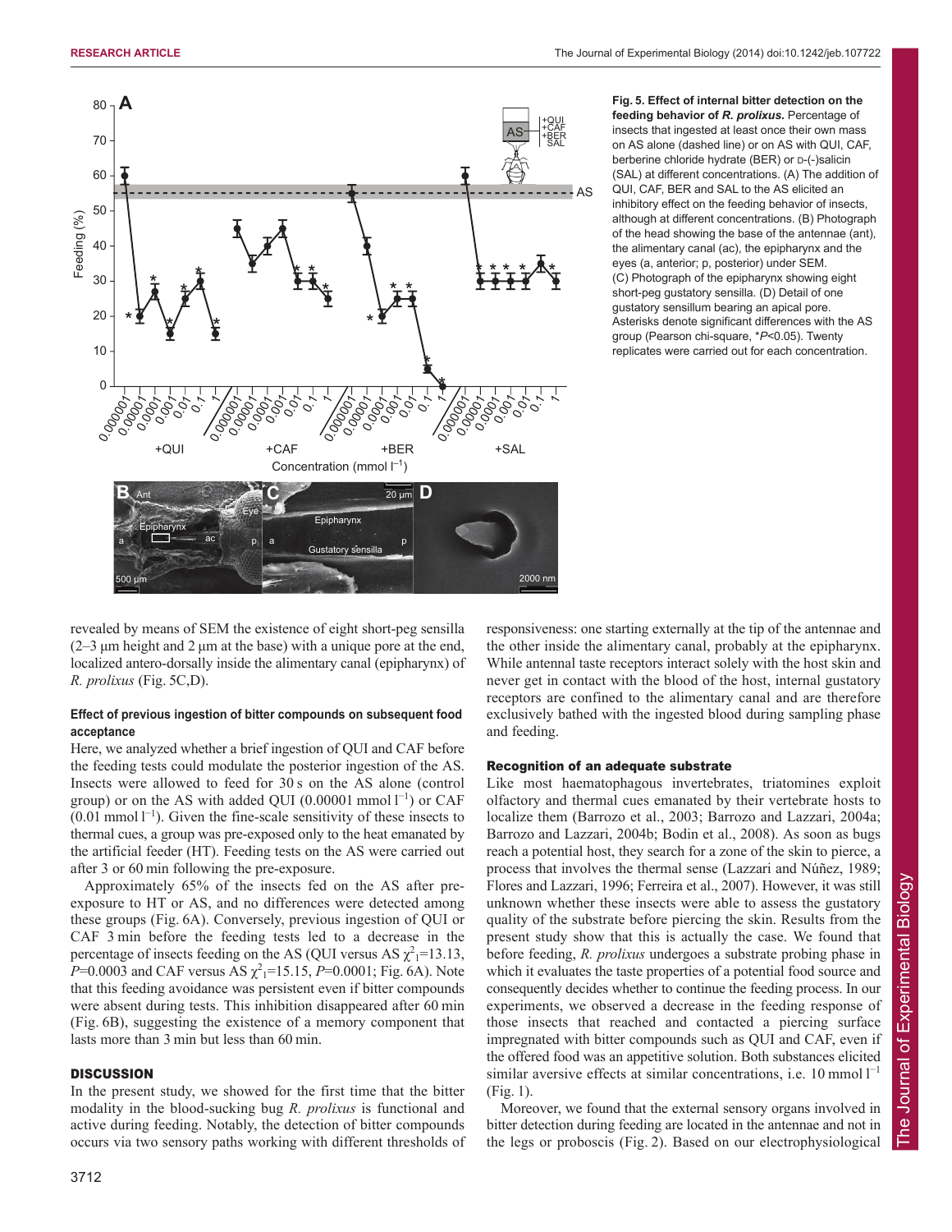**Fig. 5. Effect of internal bitter detection on the feeding behavior of *R. prolixus*.** Percentage of insects that ingested at least once their own mass on AS alone (dashed line) or on AS with QUI, CAF, berberine chloride hydrate (BER) or D-(-)salicin (SAL) at different concentrations. (A) The addition of QUI, CAF, BER and SAL to the AS elicited an inhibitory effect on the feeding behavior of insects, although at different concentrations. (B) Photograph of the head showing the base of the antennae (ant), the alimentary canal (ac), the epipharynx and the eyes (a, anterior; p, posterior) under SEM. (C) Photograph of the epipharynx showing eight short-peg gustatory sensilla. (D) Detail of one gustatory sensillum bearing an apical pore. Asterisks denote significant differences with the AS group (Pearson chi-square, \*$P$<0.05). Twenty replicates were carried out for each concentration.

revealed by means of SEM the existence of eight short-peg sensilla (2–3 µm height and 2 µm at the base) with a unique pore at the end, localized antero-dorsally inside the alimentary canal (epipharynx) of *R. prolixus* (Fig. 5C,D).

#### Effect of previous ingestion of bitter compounds on subsequent food acceptance

Here, we analyzed whether a brief ingestion of QUI and CAF before the feeding tests could modulate the posterior ingestion of the AS. Insects were allowed to feed for 30 s on the AS alone (control group) or on the AS with added QUI (0.00001 mmol $l^{-1}$) or CAF (0.01 mmol $l^{-1}$). Given the fine-scale sensitivity of these insects to thermal cues, a group was pre-exposed only to the heat emanated by the artificial feeder (HT). Feeding tests on the AS were carried out after 3 or 60 min following the pre-exposure.

Approximately 65% of the insects fed on the AS after pre-exposure to HT or AS, and no differences were detected among these groups (Fig. 6A). Conversely, previous ingestion of QUI or CAF 3 min before the feeding tests led to a decrease in the percentage of insects feeding on the AS (QUI versus AS $\chi^2_1$=13.13, $P$=0.0003 and CAF versus AS $\chi^2_1$=15.15, $P$=0.0001; Fig. 6A). Note that this feeding avoidance was persistent even if bitter compounds were absent during tests. This inhibition disappeared after 60 min (Fig. 6B), suggesting the existence of a memory component that lasts more than 3 min but less than 60 min.

## DISCUSSION

In the present study, we showed for the first time that the bitter modality in the blood-sucking bug *R. prolixus* is functional and active during feeding. Notably, the detection of bitter compounds occurs via two sensory paths working with different thresholds of responsiveness: one starting externally at the tip of the antennae and the other inside the alimentary canal, probably at the epipharynx. While antennal taste receptors interact solely with the host skin and never get in contact with the blood of the host, internal gustatory receptors are confined to the alimentary canal and are therefore exclusively bathed with the ingested blood during sampling phase and feeding.

### Recognition of an adequate substrate

Like most haematophagous invertebrates, triatomines exploit olfactory and thermal cues emanated by their vertebrate hosts to localize them (Barrozo et al., 2003; Barrozo and Lazzari, 2004a; Barrozo and Lazzari, 2004b; Bodin et al., 2008). As soon as bugs reach a potential host, they search for a zone of the skin to pierce, a process that involves the thermal sense (Lazzari and Núñez, 1989; Flores and Lazzari, 1996; Ferreira et al., 2007). However, it was still unknown whether these insects were able to assess the gustatory quality of the substrate before piercing the skin. Results from the present study show that this is actually the case. We found that before feeding, *R. prolixus* undergoes a substrate probing phase in which it evaluates the taste properties of a potential food source and consequently decides whether to continue the feeding process. In our experiments, we observed a decrease in the feeding response of those insects that reached and contacted a piercing surface impregnated with bitter compounds such as QUI and CAF, even if the offered food was an appetitive solution. Both substances elicited similar aversive effects at similar concentrations, i.e. 10 mmol $l^{-1}$ (Fig. 1).

Moreover, we found that the external sensory organs involved in bitter detection during feeding are located in the antennae and not in the legs or proboscis (Fig. 2). Based on our electrophysiological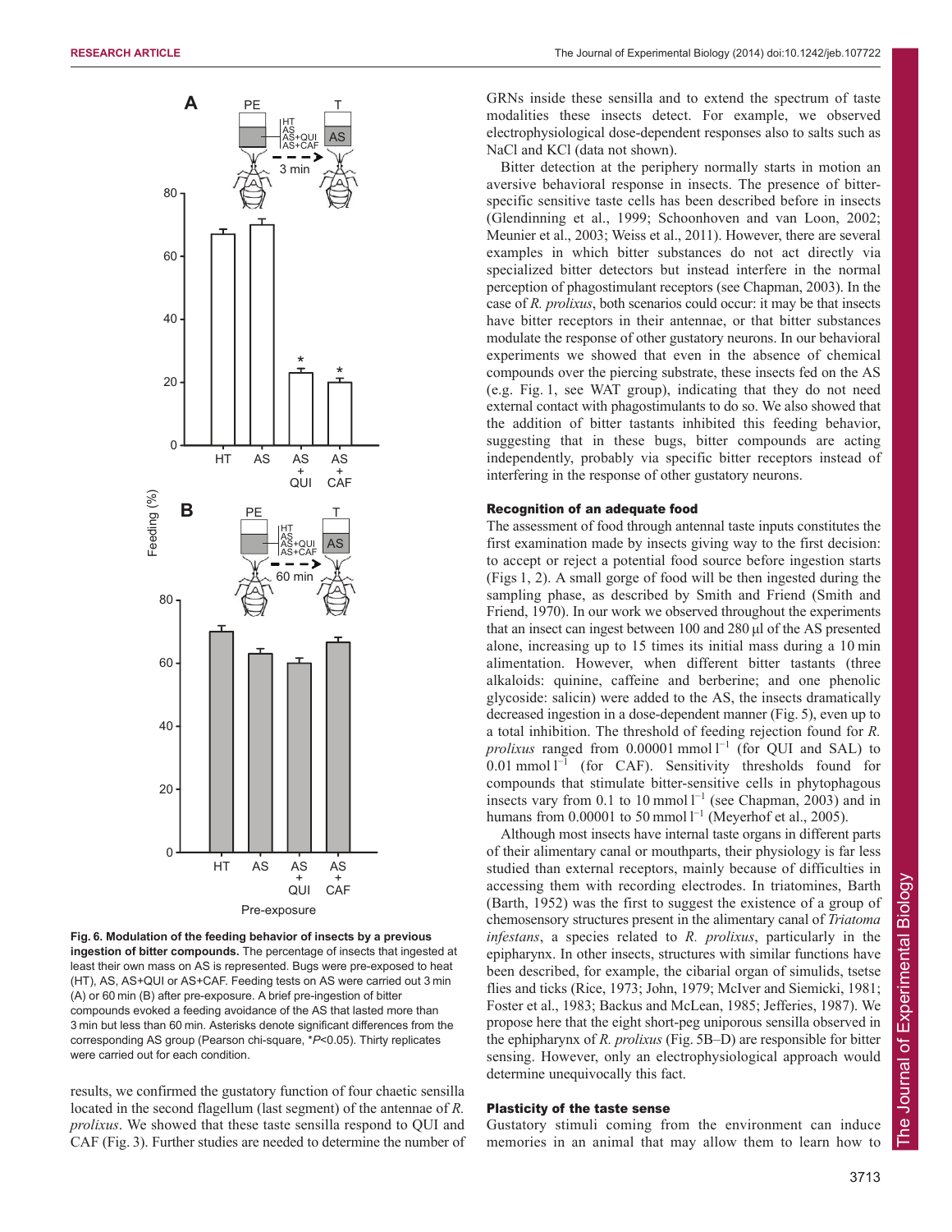**Fig. 6. Modulation of the feeding behavior of insects by a previous ingestion of bitter compounds.** The percentage of insects that ingested at least their own mass on AS is represented. Bugs were pre-exposed to heat (HT), AS, AS+QUI or AS+CAF. Feeding tests on AS were carried out 3 min (A) or 60 min (B) after pre-exposure. A brief pre-ingestion of bitter compounds evoked a feeding avoidance of the AS that lasted more than 3 min but less than 60 min. Asterisks denote significant differences from the corresponding AS group (Pearson chi-square, $^*P<0.05$). Thirty replicates were carried out for each condition.

results, we confirmed the gustatory function of four chaetic sensilla located in the second flagellum (last segment) of the antennae of *R. prolixus*. We showed that these taste sensilla respond to QUI and CAF (Fig. 3). Further studies are needed to determine the number of GRNs inside these sensilla and to extend the spectrum of taste modalities these insects detect. For example, we observed electrophysiological dose-dependent responses also to salts such as NaCl and KCl (data not shown).

Bitter detection at the periphery normally starts in motion an aversive behavioral response in insects. The presence of bitter-specific sensitive taste cells has been described before in insects (Glendinning et al., 1999; Schoonhoven and van Loon, 2002; Meunier et al., 2003; Weiss et al., 2011). However, there are several examples in which bitter substances do not act directly via specialized bitter detectors but instead interfere in the normal perception of phagostimulant receptors (see Chapman, 2003). In the case of *R. prolixus*, both scenarios could occur: it may be that insects have bitter receptors in their antennae, or that bitter substances modulate the response of other gustatory neurons. In our behavioral experiments we showed that even in the absence of chemical compounds over the piercing substrate, these insects fed on the AS (e.g. Fig. 1, see WAT group), indicating that they do not need external contact with phagostimulants to do so. We also showed that the addition of bitter tastants inhibited this feeding behavior, suggesting that in these bugs, bitter compounds are acting independently, probably via specific bitter receptors instead of interfering in the response of other gustatory neurons.

### Recognition of an adequate food

The assessment of food through antennal taste inputs constitutes the first examination made by insects giving way to the first decision: to accept or reject a potential food source before ingestion starts (Figs 1, 2). A small gorge of food will be then ingested during the sampling phase, as described by Smith and Friend (Smith and Friend, 1970). In our work we observed throughout the experiments that an insect can ingest between 100 and 280 µl of the AS presented alone, increasing up to 15 times its initial mass during a 10 min alimentation. However, when different bitter tastants (three alkaloids: quinine, caffeine and berberine; and one phenolic glycoside: salicin) were added to the AS, the insects dramatically decreased ingestion in a dose-dependent manner (Fig. 5), even up to a total inhibition. The threshold of feeding rejection found for *R. prolixus* ranged from 0.00001 mmol $l^{-1}$ (for QUI and SAL) to 0.01 mmol $l^{-1}$ (for CAF). Sensitivity thresholds found for compounds that stimulate bitter-sensitive cells in phytophagous insects vary from 0.1 to 10 mmol $l^{-1}$ (see Chapman, 2003) and in humans from 0.00001 to 50 mmol $l^{-1}$ (Meyerhof et al., 2005).

Although most insects have internal taste organs in different parts of their alimentary canal or mouthparts, their physiology is far less studied than external receptors, mainly because of difficulties in accessing them with recording electrodes. In triatomines, Barth (Barth, 1952) was the first to suggest the existence of a group of chemosensory structures present in the alimentary canal of *Triatoma infestans*, a species related to *R. prolixus*, particularly in the epipharynx. In other insects, structures with similar functions have been described, for example, the cibarial organ of simulids, tsetse flies and ticks (Rice, 1973; John, 1979; McIver and Siemicki, 1981; Foster et al., 1983; Backus and McLean, 1985; Jefferies, 1987). We propose here that the eight short-peg uniporous sensilla observed in the ephipharynx of *R. prolixus* (Fig. 5B–D) are responsible for bitter sensing. However, only an electrophysiological approach would determine unequivocally this fact.

### Plasticity of the taste sense

Gustatory stimuli coming from the environment can induce memories in an animal that may allow them to learn how to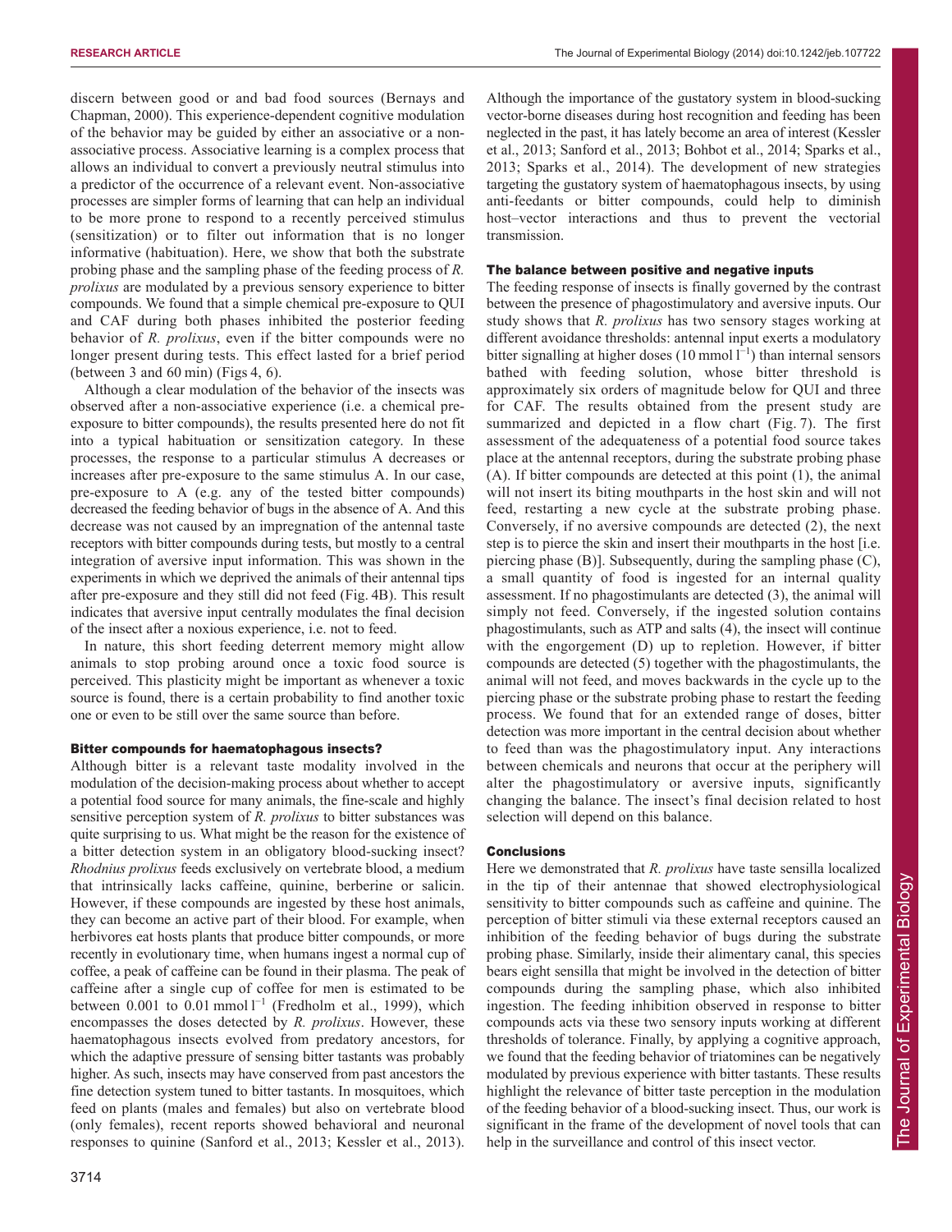discern between good or and bad food sources (Bernays and Chapman, 2000). This experience-dependent cognitive modulation of the behavior may be guided by either an associative or a non-associative process. Associative learning is a complex process that allows an individual to convert a previously neutral stimulus into a predictor of the occurrence of a relevant event. Non-associative processes are simpler forms of learning that can help an individual to be more prone to respond to a recently perceived stimulus (sensitization) or to filter out information that is no longer informative (habituation). Here, we show that both the substrate probing phase and the sampling phase of the feeding process of *R. prolixus* are modulated by a previous sensory experience to bitter compounds. We found that a simple chemical pre-exposure to QUI and CAF during both phases inhibited the posterior feeding behavior of *R. prolixus*, even if the bitter compounds were no longer present during tests. This effect lasted for a brief period (between 3 and 60 min) (Figs 4, 6).

Although a clear modulation of the behavior of the insects was observed after a non-associative experience (i.e. a chemical pre-exposure to bitter compounds), the results presented here do not fit into a typical habituation or sensitization category. In these processes, the response to a particular stimulus A decreases or increases after pre-exposure to the same stimulus A. In our case, pre-exposure to A (e.g. any of the tested bitter compounds) decreased the feeding behavior of bugs in the absence of A. And this decrease was not caused by an impregnation of the antennal taste receptors with bitter compounds during tests, but mostly to a central integration of aversive input information. This was shown in the experiments in which we deprived the animals of their antennal tips after pre-exposure and they still did not feed (Fig. 4B). This result indicates that aversive input centrally modulates the final decision of the insect after a noxious experience, i.e. not to feed.

In nature, this short feeding deterrent memory might allow animals to stop probing around once a toxic food source is perceived. This plasticity might be important as whenever a toxic source is found, there is a certain probability to find another toxic one or even to be still over the same source than before.

### Bitter compounds for haematophagous insects?

Although bitter is a relevant taste modality involved in the modulation of the decision-making process about whether to accept a potential food source for many animals, the fine-scale and highly sensitive perception system of *R. prolixus* to bitter substances was quite surprising to us. What might be the reason for the existence of a bitter detection system in an obligatory blood-sucking insect? *Rhodnius prolixus* feeds exclusively on vertebrate blood, a medium that intrinsically lacks caffeine, quinine, berberine or salicin. However, if these compounds are ingested by these host animals, they can become an active part of their blood. For example, when herbivores eat hosts plants that produce bitter compounds, or more recently in evolutionary time, when humans ingest a normal cup of coffee, a peak of caffeine can be found in their plasma. The peak of caffeine after a single cup of coffee for men is estimated to be between 0.001 to 0.01 mmol $l^{-1}$ (Fredholm et al., 1999), which encompasses the doses detected by *R. prolixus*. However, these haematophagous insects evolved from predatory ancestors, for which the adaptive pressure of sensing bitter tastants was probably higher. As such, insects may have conserved from past ancestors the fine detection system tuned to bitter tastants. In mosquitoes, which feed on plants (males and females) but also on vertebrate blood (only females), recent reports showed behavioral and neuronal responses to quinine (Sanford et al., 2013; Kessler et al., 2013). Although the importance of the gustatory system in blood-sucking vector-borne diseases during host recognition and feeding has been neglected in the past, it has lately become an area of interest (Kessler et al., 2013; Sanford et al., 2013; Bohbot et al., 2014; Sparks et al., 2013; Sparks et al., 2014). The development of new strategies targeting the gustatory system of haematophagous insects, by using anti-feedants or bitter compounds, could help to diminish host–vector interactions and thus to prevent the vectorial transmission.

### The balance between positive and negative inputs

The feeding response of insects is finally governed by the contrast between the presence of phagostimulatory and aversive inputs. Our study shows that *R. prolixus* has two sensory stages working at different avoidance thresholds: antennal input exerts a modulatory bitter signalling at higher doses (10 mmol $l^{-1}$) than internal sensors bathed with feeding solution, whose bitter threshold is approximately six orders of magnitude below for QUI and three for CAF. The results obtained from the present study are summarized and depicted in a flow chart (Fig. 7). The first assessment of the adequateness of a potential food source takes place at the antennal receptors, during the substrate probing phase (A). If bitter compounds are detected at this point (1), the animal will not insert its biting mouthparts in the host skin and will not feed, restarting a new cycle at the substrate probing phase. Conversely, if no aversive compounds are detected (2), the next step is to pierce the skin and insert their mouthparts in the host [i.e. piercing phase (B)]. Subsequently, during the sampling phase (C), a small quantity of food is ingested for an internal quality assessment. If no phagostimulants are detected (3), the animal will simply not feed. Conversely, if the ingested solution contains phagostimulants, such as ATP and salts (4), the insect will continue with the engorgement (D) up to repletion. However, if bitter compounds are detected (5) together with the phagostimulants, the animal will not feed, and moves backwards in the cycle up to the piercing phase or the substrate probing phase to restart the feeding process. We found that for an extended range of doses, bitter detection was more important in the central decision about whether to feed than was the phagostimulatory input. Any interactions between chemicals and neurons that occur at the periphery will alter the phagostimulatory or aversive inputs, significantly changing the balance. The insect's final decision related to host selection will depend on this balance.

### Conclusions

Here we demonstrated that *R. prolixus* have taste sensilla localized in the tip of their antennae that showed electrophysiological sensitivity to bitter compounds such as caffeine and quinine. The perception of bitter stimuli via these external receptors caused an inhibition of the feeding behavior of bugs during the substrate probing phase. Similarly, inside their alimentary canal, this species bears eight sensilla that might be involved in the detection of bitter compounds during the sampling phase, which also inhibited ingestion. The feeding inhibition observed in response to bitter compounds acts via these two sensory inputs working at different thresholds of tolerance. Finally, by applying a cognitive approach, we found that the feeding behavior of triatomines can be negatively modulated by previous experience with bitter tastants. These results highlight the relevance of bitter taste perception in the modulation of the feeding behavior of a blood-sucking insect. Thus, our work is significant in the frame of the development of novel tools that can help in the surveillance and control of this insect vector.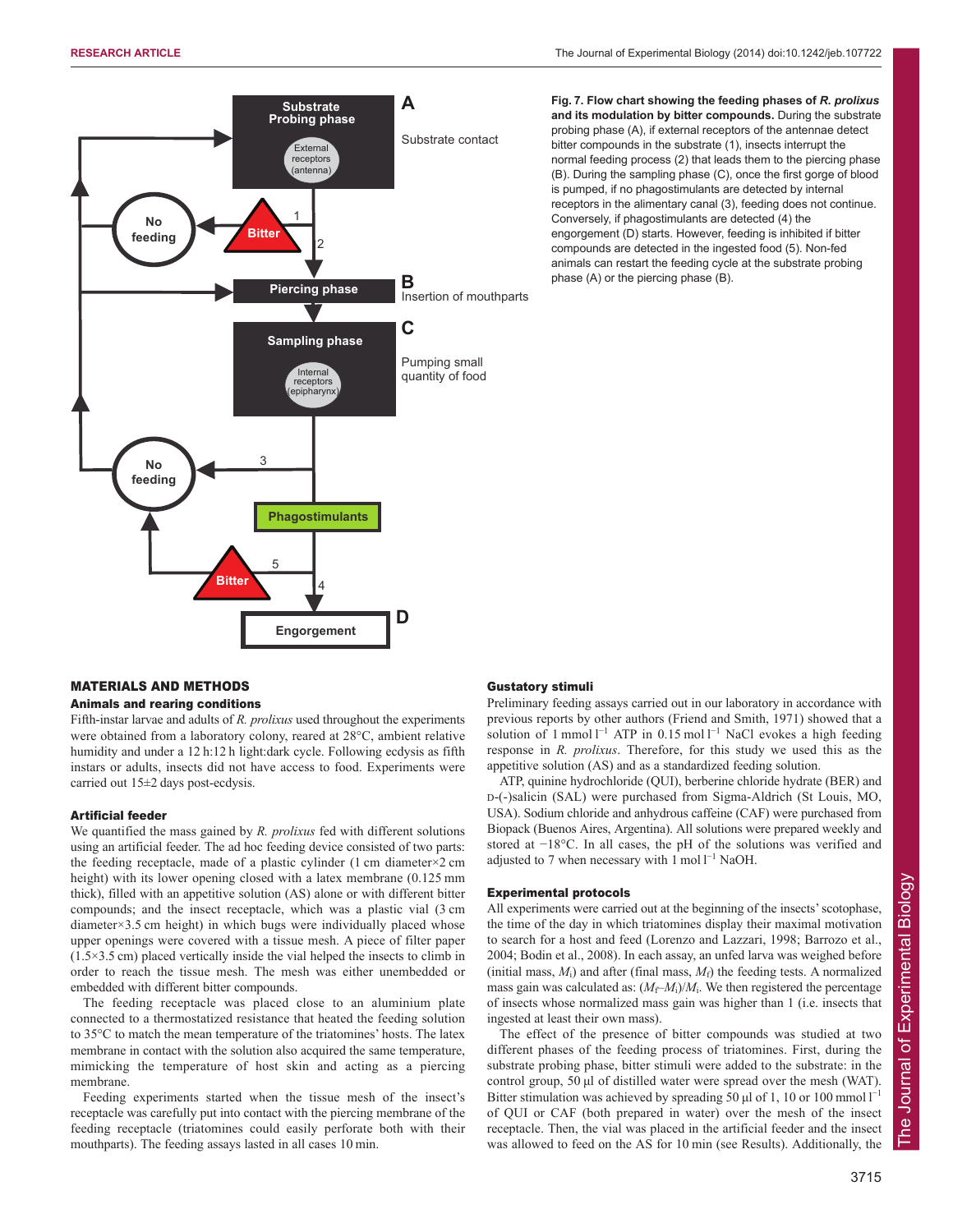Fig. 7. Flow chart showing the feeding phases of *R. prolixus* and its modulation by bitter compounds. During the substrate probing phase (A), if external receptors of the antennae detect bitter compounds in the substrate (1), insects interrupt the normal feeding process (2) that leads them to the piercing phase (B). During the sampling phase (C), once the first gorge of blood is pumped, if no phagostimulants are detected by internal receptors in the alimentary canal (3), feeding does not continue. Conversely, if phagostimulants are detected (4) the engorgement (D) starts. However, feeding is inhibited if bitter compounds are detected in the ingested food (5). Non-fed animals can restart the feeding cycle at the substrate probing phase (A) or the piercing phase (B).

## MATERIALS AND METHODS

### Animals and rearing conditions

Fifth-instar larvae and adults of *R. prolixus* used throughout the experiments were obtained from a laboratory colony, reared at 28°C, ambient relative humidity and under a 12 h:12 h light:dark cycle. Following ecdysis as fifth instars or adults, insects did not have access to food. Experiments were carried out 15±2 days post-ecdysis.

### Artificial feeder

We quantified the mass gained by *R. prolixus* fed with different solutions using an artificial feeder. The ad hoc feeding device consisted of two parts: the feeding receptacle, made of a plastic cylinder (1 cm diameter×2 cm height) with its lower opening closed with a latex membrane (0.125 mm thick), filled with an appetitive solution (AS) alone or with different bitter compounds; and the insect receptacle, which was a plastic vial (3 cm diameter×3.5 cm height) in which bugs were individually placed whose upper openings were covered with a tissue mesh. A piece of filter paper (1.5×3.5 cm) placed vertically inside the vial helped the insects to climb in order to reach the tissue mesh. The mesh was either unembedded or embedded with different bitter compounds.

The feeding receptacle was placed close to an aluminium plate connected to a thermostatized resistance that heated the feeding solution to 35°C to match the mean temperature of the triatomines' hosts. The latex membrane in contact with the solution also acquired the same temperature, mimicking the temperature of host skin and acting as a piercing membrane.

Feeding experiments started when the tissue mesh of the insect's receptacle was carefully put into contact with the piercing membrane of the feeding receptacle (triatomines could easily perforate both with their mouthparts). The feeding assays lasted in all cases 10 min.

### Gustatory stimuli

Preliminary feeding assays carried out in our laboratory in accordance with previous reports by other authors (Friend and Smith, 1971) showed that a solution of 1 mmol $l^{-1}$ ATP in 0.15 mol $l^{-1}$ NaCl evokes a high feeding response in *R. prolixus*. Therefore, for this study we used this as the appetitive solution (AS) and as a standardized feeding solution.

ATP, quinine hydrochloride (QUI), berberine chloride hydrate (BER) and D-(-)salicin (SAL) were purchased from Sigma-Aldrich (St Louis, MO, USA). Sodium chloride and anhydrous caffeine (CAF) were purchased from Biopack (Buenos Aires, Argentina). All solutions were prepared weekly and stored at −18°C. In all cases, the pH of the solutions was verified and adjusted to 7 when necessary with 1 mol $l^{-1}$ NaOH.

### Experimental protocols

All experiments were carried out at the beginning of the insects' scotophase, the time of the day in which triatomines display their maximal motivation to search for a host and feed (Lorenzo and Lazzari, 1998; Barrozo et al., 2004; Bodin et al., 2008). In each assay, an unfed larva was weighed before (initial mass, $M_i$) and after (final mass, $M_f$) the feeding tests. A normalized mass gain was calculated as: $(M_f–M_i)/M_i$. We then registered the percentage of insects whose normalized mass gain was higher than 1 (i.e. insects that ingested at least their own mass).

The effect of the presence of bitter compounds was studied at two different phases of the feeding process of triatomines. First, during the substrate probing phase, bitter stimuli were added to the substrate: in the control group, 50 µl of distilled water were spread over the mesh (WAT). Bitter stimulation was achieved by spreading 50 µl of 1, 10 or 100 mmol $l^{-1}$ of QUI or CAF (both prepared in water) over the mesh of the insect receptacle. Then, the vial was placed in the artificial feeder and the insect was allowed to feed on the AS for 10 min (see Results). Additionally, the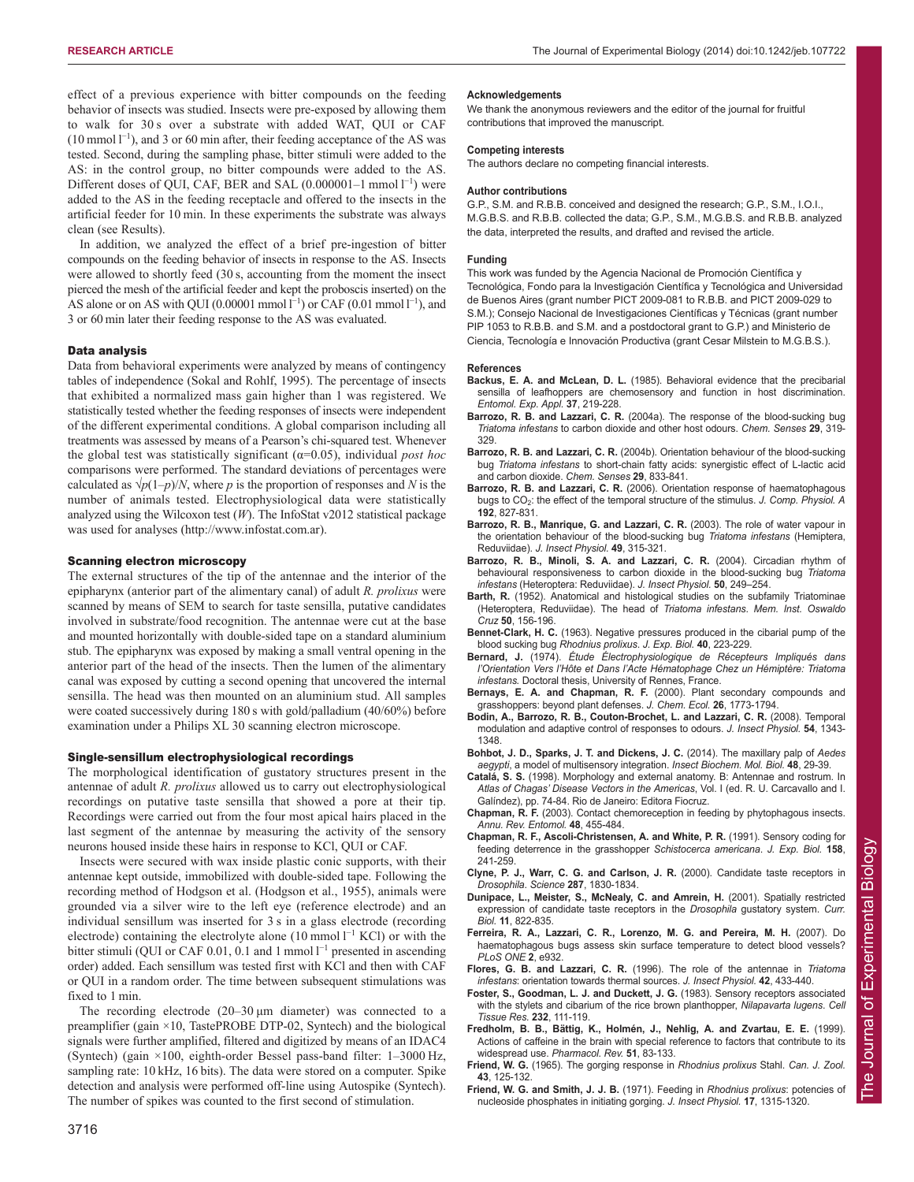effect of a previous experience with bitter compounds on the feeding behavior of insects was studied. Insects were pre-exposed by allowing them to walk for 30 s over a substrate with added WAT, QUI or CAF (10 mmol $l^{-1}$), and 3 or 60 min after, their feeding acceptance of the AS was tested. Second, during the sampling phase, bitter stimuli were added to the AS: in the control group, no bitter compounds were added to the AS. Different doses of QUI, CAF, BER and SAL (0.000001–1 mmol $l^{-1}$) were added to the AS in the feeding receptacle and offered to the insects in the artificial feeder for 10 min. In these experiments the substrate was always clean (see Results).

In addition, we analyzed the effect of a brief pre-ingestion of bitter compounds on the feeding behavior of insects in response to the AS. Insects were allowed to shortly feed (30 s, accounting from the moment the insect pierced the mesh of the artificial feeder and kept the proboscis inserted) on the AS alone or on AS with QUI (0.00001 mmol $l^{-1}$) or CAF (0.01 mmol $l^{-1}$), and 3 or 60 min later their feeding response to the AS was evaluated.

### Data analysis

Data from behavioral experiments were analyzed by means of contingency tables of independence (Sokal and Rohlf, 1995). The percentage of insects that exhibited a normalized mass gain higher than 1 was registered. We statistically tested whether the feeding responses of insects were independent of the different experimental conditions. A global comparison including all treatments was assessed by means of a Pearson's chi-squared test. Whenever the global test was statistically significant ($\alpha$=0.05), individual *post hoc* comparisons were performed. The standard deviations of percentages were calculated as $\sqrt{p(1-p)/N}$, where $p$ is the proportion of responses and $N$ is the number of animals tested. Electrophysiological data were statistically analyzed using the Wilcoxon test ($W$). The InfoStat v2012 statistical package was used for analyses (http://www.infostat.com.ar).

### Scanning electron microscopy

The external structures of the tip of the antennae and the interior of the epipharynx (anterior part of the alimentary canal) of adult *R. prolixus* were scanned by means of SEM to search for taste sensilla, putative candidates involved in substrate/food recognition. The antennae were cut at the base and mounted horizontally with double-sided tape on a standard aluminium stub. The epipharynx was exposed by making a small ventral opening in the anterior part of the head of the insects. Then the lumen of the alimentary canal was exposed by cutting a second opening that uncovered the internal sensilla. The head was then mounted on an aluminium stud. All samples were coated successively during 180 s with gold/palladium (40/60%) before examination under a Philips XL 30 scanning electron microscope.

### Single-sensillum electrophysiological recordings

The morphological identification of gustatory structures present in the antennae of adult *R. prolixus* allowed us to carry out electrophysiological recordings on putative taste sensilla that showed a pore at their tip. Recordings were carried out from the four most apical hairs placed in the last segment of the antennae by measuring the activity of the sensory neurons housed inside these hairs in response to KCl, QUI or CAF.

Insects were secured with wax inside plastic conic supports, with their antennae kept outside, immobilized with double-sided tape. Following the recording method of Hodgson et al. (Hodgson et al., 1955), animals were grounded via a silver wire to the left eye (reference electrode) and an individual sensillum was inserted for 3 s in a glass electrode (recording electrode) containing the electrolyte alone (10 mmol $l^{-1}$ KCl) or with the bitter stimuli (QUI or CAF 0.01, 0.1 and 1 mmol $l^{-1}$ presented in ascending order) added. Each sensillum was tested first with KCl and then with CAF or QUI in a random order. The time between subsequent stimulations was fixed to 1 min.

The recording electrode (20–30 μm diameter) was connected to a preamplifier (gain ×10, TastePROBE DTP-02, Syntech) and the biological signals were further amplified, filtered and digitized by means of an IDAC4 (Syntech) (gain ×100, eighth-order Bessel pass-band filter: 1–3000 Hz, sampling rate: 10 kHz, 16 bits). The data were stored on a computer. Spike detection and analysis were performed off-line using Autospike (Syntech). The number of spikes was counted to the first second of stimulation.

#### Acknowledgements

We thank the anonymous reviewers and the editor of the journal for fruitful contributions that improved the manuscript.

#### Competing interests

The authors declare no competing financial interests.

#### Author contributions

G.P., S.M. and R.B.B. conceived and designed the research; G.P., S.M., I.O.I., M.G.B.S. and R.B.B. collected the data; G.P., S.M., M.G.B.S. and R.B.B. analyzed the data, interpreted the results, and drafted and revised the article.

#### Funding

This work was funded by the Agencia Nacional de Promoción Científica y Tecnológica, Fondo para la Investigación Científica y Tecnológica and Universidad de Buenos Aires (grant number PICT 2009-081 to R.B.B. and PICT 2009-029 to S.M.); Consejo Nacional de Investigaciones Científicas y Técnicas (grant number PIP 1053 to R.B.B. and S.M. and a postdoctoral grant to G.P.) and Ministerio de Ciencia, Tecnología e Innovación Productiva (grant Cesar Milstein to M.G.B.S.).

#### References

**Backus, E. A. and McLean, D. L.** (1985). Behavioral evidence that the precibarial sensilla of leafhoppers are chemosensory and function in host discrimination. *Entomol. Exp. Appl.* **37**, 219-228.

**Barrozo, R. B. and Lazzari, C. R.** (2004a). The response of the blood-sucking bug *Triatoma infestans* to carbon dioxide and other host odours. *Chem. Senses* **29**, 319-329.

**Barrozo, R. B. and Lazzari, C. R.** (2004b). Orientation behaviour of the blood-sucking bug *Triatoma infestans* to short-chain fatty acids: synergistic effect of L-lactic acid and carbon dioxide. *Chem. Senses* **29**, 833-841.

**Barrozo, R. B. and Lazzari, C. R.** (2006). Orientation response of haematophagous bugs to $CO_2$: the effect of the temporal structure of the stimulus. *J. Comp. Physiol. A* **192**, 827-831.

**Barrozo, R. B., Manrique, G. and Lazzari, C. R.** (2003). The role of water vapour in the orientation behaviour of the blood-sucking bug *Triatoma infestans* (Hemiptera, Reduviidae). *J. Insect Physiol.* **49**, 315-321.

**Barrozo, R. B., Minoli, S. A. and Lazzari, C. R.** (2004). Circadian rhythm of behavioural responsiveness to carbon dioxide in the blood-sucking bug *Triatoma infestans* (Heteroptera: Reduviidae). *J. Insect Physiol.* **50**, 249–254.

**Barth, R.** (1952). Anatomical and histological studies on the subfamily Triatominae (Heteroptera, Reduviidae). The head of *Triatoma infestans*. *Mem. Inst. Oswaldo Cruz* **50**, 156-196.

**Bennet-Clark, H. C.** (1963). Negative pressures produced in the cibarial pump of the blood sucking bug *Rhodnius prolixus*. *J. Exp. Biol.* **40**, 223-229.

**Bernard, J.** (1974). *Étude Électrophysiologique de Récepteurs Impliqués dans l'Orientation Vers l'Hôte et Dans l'Acte Hématophage Chez un Hémiptère: Triatoma infestans.* Doctoral thesis, University of Rennes, France.

**Bernays, E. A. and Chapman, R. F.** (2000). Plant secondary compounds and grasshoppers: beyond plant defenses. *J. Chem. Ecol.* **26**, 1773-1794.

**Bodin, A., Barrozo, R. B., Couton-Brochet, L. and Lazzari, C. R.** (2008). Temporal modulation and adaptive control of responses to odours. *J. Insect Physiol.* **54**, 1343-1348.

**Bohbot, J. D., Sparks, J. T. and Dickens, J. C.** (2014). The maxillary palp of *Aedes aegypti*, a model of multisensory integration. *Insect Biochem. Mol. Biol.* **48**, 29-39.

**Catalá, S. S.** (1998). Morphology and external anatomy. B: Antennae and rostrum. In *Atlas of Chagas' Disease Vectors in the Americas*, Vol. I (ed. R. U. Carcavallo and I. Galíndez), pp. 74-84. Rio de Janeiro: Editora Fiocruz.

**Chapman, R. F.** (2003). Contact chemoreception in feeding by phytophagous insects. *Annu. Rev. Entomol.* **48**, 455-484.

**Chapman, R. F., Ascoli-Christensen, A. and White, P. R.** (1991). Sensory coding for feeding deterrence in the grasshopper *Schistocerca americana*. *J. Exp. Biol.* **158**, 241-259.

**Clyne, P. J., Warr, C. G. and Carlson, J. R.** (2000). Candidate taste receptors in *Drosophila*. *Science* **287**, 1830-1834.

**Dunipace, L., Meister, S., McNealy, C. and Amrein, H.** (2001). Spatially restricted expression of candidate taste receptors in the *Drosophila* gustatory system. *Curr. Biol.* **11**, 822-835.

**Ferreira, R. A., Lazzari, C. R., Lorenzo, M. G. and Pereira, M. H.** (2007). Do haematophagous bugs assess skin surface temperature to detect blood vessels? *PLoS ONE* **2**, e932.

**Flores, G. B. and Lazzari, C. R.** (1996). The role of the antennae in *Triatoma infestans*: orientation towards thermal sources. *J. Insect Physiol.* **42**, 433-440.

**Foster, S., Goodman, L. J. and Duckett, J. G.** (1983). Sensory receptors associated with the stylets and cibarium of the rice brown planthopper, *Nilapavarta lugens*. *Cell Tissue Res.* **232**, 111-119.

**Fredholm, B. B., Bättig, K., Holmén, J., Nehlig, A. and Zvartau, E. E.** (1999). Actions of caffeine in the brain with special reference to factors that contribute to its widespread use. *Pharmacol. Rev.* **51**, 83-133.

**Friend, W. G.** (1965). The gorging response in *Rhodnius prolixus* Stahl. *Can. J. Zool.* **43**, 125-132.

**Friend, W. G. and Smith, J. J. B.** (1971). Feeding in *Rhodnius prolixus*: potencies of nucleoside phosphates in initiating gorging. *J. Insect Physiol.* **17**, 1315-1320.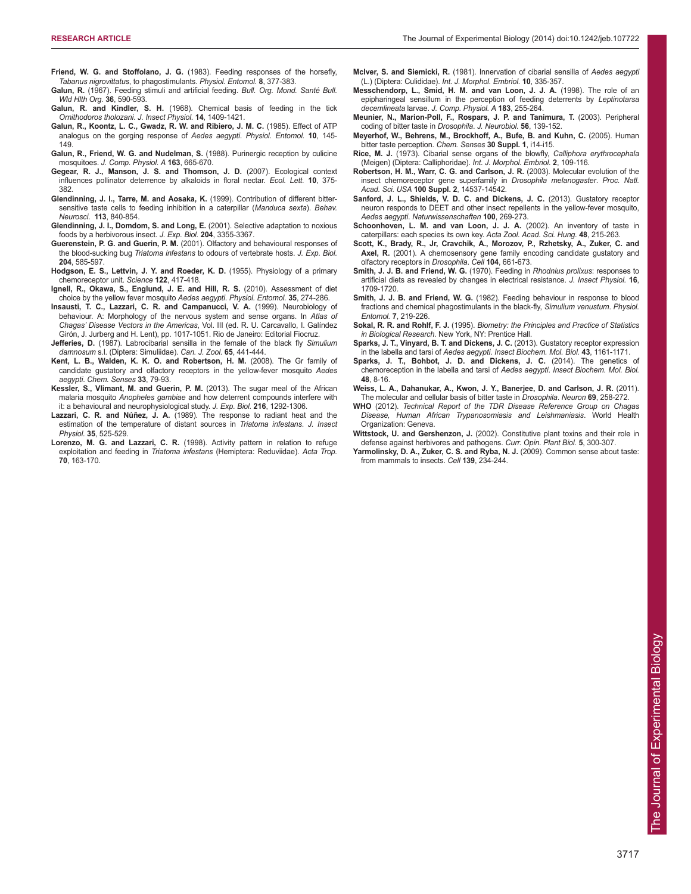**Friend, W. G. and Stoffolano, J. G.** (1983). Feeding responses of the horsefly, *Tabanus nigrovittatus*, to phagostimulants. *Physiol. Entomol.* **8**, 377-383.

**Galun, R.** (1967). Feeding stimuli and artificial feeding. *Bull. Org. Mond. Santé Bull. Wld Hlth Org.* **36**, 590-593.

**Galun, R. and Kindler, S. H.** (1968). Chemical basis of feeding in the tick *Ornithodoros tholozani*. *J. Insect Physiol.* **14**, 1409-1421.

**Galun, R., Koontz, L. C., Gwadz, R. W. and Ribiero, J. M. C.** (1985). Effect of ATP analogus on the gorging response of *Aedes aegypti*. *Physiol. Entomol.* **10**, 145-149.

**Galun, R., Friend, W. G. and Nudelman, S.** (1988). Purinergic reception by culicine mosquitoes. *J. Comp. Physiol. A* **163**, 665-670.

**Gegear, R. J., Manson, J. S. and Thomson, J. D.** (2007). Ecological context influences pollinator deterrence by alkaloids in floral nectar. *Ecol. Lett.* **10**, 375-382.

**Glendinning, J. I., Tarre, M. and Aosaka, K.** (1999). Contribution of different bitter-sensitive taste cells to feeding inhibition in a caterpillar (*Manduca sexta*). *Behav. Neurosci.* **113**, 840-854.

**Glendinning, J. I., Domdom, S. and Long, E.** (2001). Selective adaptation to noxious foods by a herbivorous insect. *J. Exp. Biol.* **204**, 3355-3367.

**Guerenstein, P. G. and Guerin, P. M.** (2001). Olfactory and behavioural responses of the blood-sucking bug *Triatoma infestans* to odours of vertebrate hosts. *J. Exp. Biol.* **204**, 585-597.

**Hodgson, E. S., Lettvin, J. Y. and Roeder, K. D.** (1955). Physiology of a primary chemoreceptor unit. *Science* **122**, 417-418.

**Ignell, R., Okawa, S., Englund, J. E. and Hill, R. S.** (2010). Assessment of diet choice by the yellow fever mosquito *Aedes aegypti*. *Physiol. Entomol.* **35**, 274-286.

**Insausti, T. C., Lazzari, C. R. and Campanucci, V. A.** (1999). Neurobiology of behaviour. A: Morphology of the nervous system and sense organs. In *Atlas of Chagas' Disease Vectors in the Americas*, Vol. III (ed. R. U. Carcavallo, I. Galíndez Girón, J. Jurberg and H. Lent), pp. 1017-1051. Rio de Janeiro: Editorial Fiocruz.

**Jefferies, D.** (1987). Labrocibarial sensilla in the female of the black fly *Simulium damnosum* s.l. (Diptera: Simuliidae). *Can. J. Zool.* **65**, 441-444.

**Kent, L. B., Walden, K. K. O. and Robertson, H. M.** (2008). The Gr family of candidate gustatory and olfactory receptors in the yellow-fever mosquito *Aedes aegypti*. *Chem. Senses* **33**, 79-93.

**Kessler, S., Vlimant, M. and Guerin, P. M.** (2013). The sugar meal of the African malaria mosquito *Anopheles gambiae* and how deterrent compounds interfere with it: a behavioural and neurophysiological study. *J. Exp. Biol.* **216**, 1292-1306.

**Lazzari, C. R. and Núñez, J. A.** (1989). The response to radiant heat and the estimation of the temperature of distant sources in *Triatoma infestans*. *J. Insect Physiol.* **35**, 525-529.

**Lorenzo, M. G. and Lazzari, C. R.** (1998). Activity pattern in relation to refuge exploitation and feeding in *Triatoma infestans* (Hemiptera: Reduviidae). *Acta Trop.* **70**, 163-170.

**McIver, S. and Siemicki, R.** (1981). Innervation of cibarial sensilla of *Aedes aegypti* (L.) (Diptera: Culidiae). *Int. J. Morphol. Embriol.* **10**, 335-357.

**Messchendorp, L., Smid, H. M. and van Loon, J. J. A.** (1998). The role of an epipharingeal sensillum in the perception of feeding deterrents by *Leptinotarsa decemlineata* larvae. *J. Comp. Physiol. A* **183**, 255-264.

**Meunier, N., Marion-Poll, F., Rospars, J. P. and Tanimura, T.** (2003). Peripheral coding of bitter taste in *Drosophila*. *J. Neurobiol.* **56**, 139-152.

**Meyerhof, W., Behrens, M., Brockhoff, A., Bufe, B. and Kuhn, C.** (2005). Human bitter taste perception. *Chem. Senses* **30 Suppl. 1**, i14-i15.

**Rice, M. J.** (1973). Cibarial sense organs of the blowfly, *Calliphora erythrocephala* (Meigen) (Diptera: Calliphoridae). *Int. J. Morphol. Embriol.* **2**, 109-116.

**Robertson, H. M., Warr, C. G. and Carlson, J. R.** (2003). Molecular evolution of the insect chemoreceptor gene superfamily in *Drosophila melanogaster*. *Proc. Natl. Acad. Sci. USA* **100 Suppl. 2**, 14537-14542.

**Sanford, J. L., Shields, V. D. C. and Dickens, J. C.** (2013). Gustatory receptor neuron responds to DEET and other insect repellents in the yellow-fever mosquito, *Aedes aegypti*. *Naturwissenschaften* **100**, 269-273.

**Schoonhoven, L. M. and van Loon, J. J. A.** (2002). An inventory of taste in caterpillars: each species its own key. *Acta Zool. Acad. Sci. Hung.* **48**, 215-263.

**Scott, K., Brady, R., Jr, Cravchik, A., Morozov, P., Rzhetsky, A., Zuker, C. and Axel, R.** (2001). A chemosensory gene family encoding candidate gustatory and olfactory receptors in *Drosophila*. *Cell* **104**, 661-673.

**Smith, J. J. B. and Friend, W. G.** (1970). Feeding in *Rhodnius prolixus*: responses to artificial diets as revealed by changes in electrical resistance. *J. Insect Physiol.* **16**, 1709-1720.

**Smith, J. J. B. and Friend, W. G.** (1982). Feeding behaviour in response to blood fractions and chemical phagostimulants in the black-fly, *Simulium venustum*. *Physiol. Entomol.* **7**, 219-226.

**Sokal, R. R. and Rohlf, F. J.** (1995). *Biometry: the Principles and Practice of Statistics in Biological Research*. New York, NY: Prentice Hall.

**Sparks, J. T., Vinyard, B. T. and Dickens, J. C.** (2013). Gustatory receptor expression in the labella and tarsi of *Aedes aegypti*. *Insect Biochem. Mol. Biol.* **43**, 1161-1171.

**Sparks, J. T., Bohbot, J. D. and Dickens, J. C.** (2014). The genetics of chemoreception in the labella and tarsi of *Aedes aegypti*. *Insect Biochem. Mol. Biol.* **48**, 8-16.

**Weiss, L. A., Dahanukar, A., Kwon, J. Y., Banerjee, D. and Carlson, J. R.** (2011). The molecular and cellular basis of bitter taste in *Drosophila*. *Neuron* **69**, 258-272.

**WHO** (2012). *Technical Report of the TDR Disease Reference Group on Chagas Disease, Human African Trypanosomiasis and Leishmaniasis*. World Health Organization: Geneva.

**Wittstock, U. and Gershenzon, J.** (2002). Constitutive plant toxins and their role in defense against herbivores and pathogens. *Curr. Opin. Plant Biol.* **5**, 300-307.

**Yarmolinsky, D. A., Zuker, C. S. and Ryba, N. J.** (2009). Common sense about taste: from mammals to insects. *Cell* **139**, 234-244.